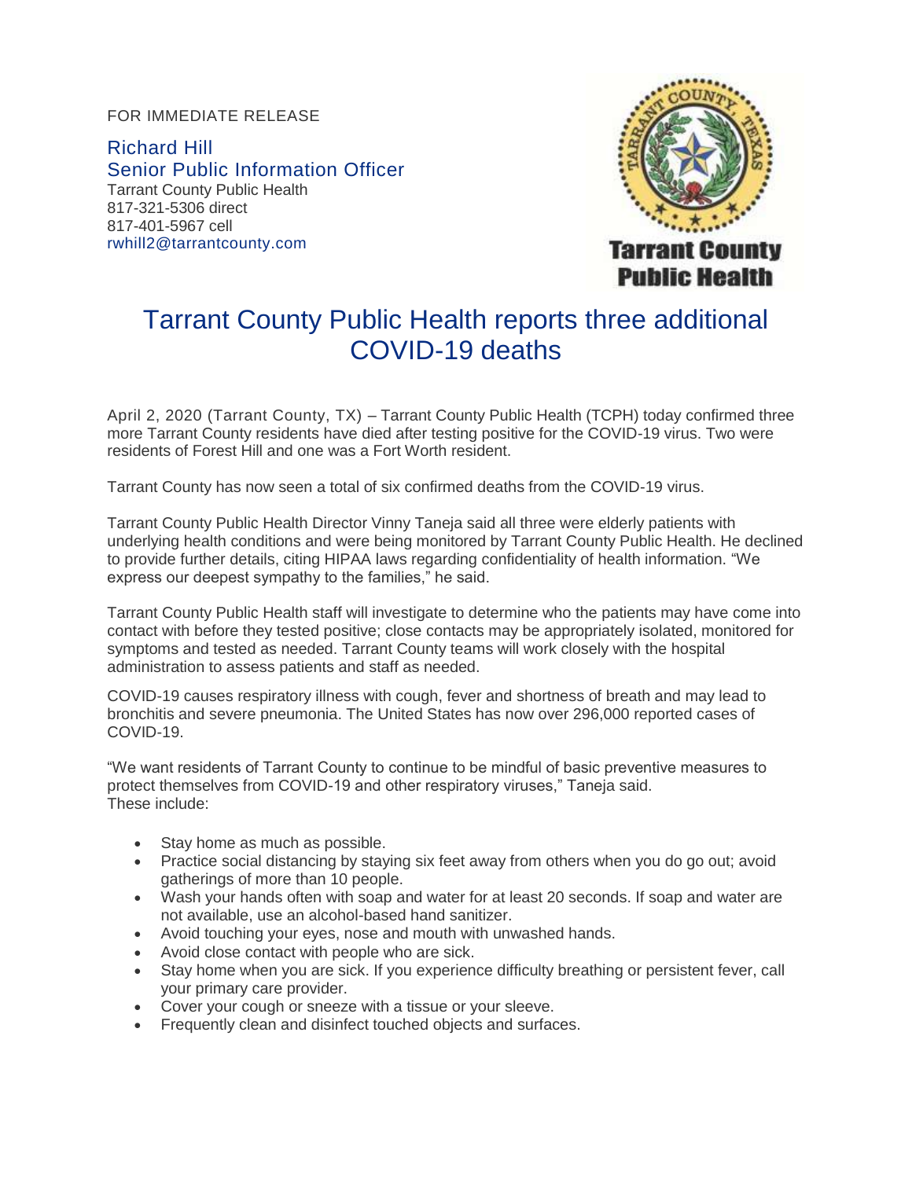FOR IMMEDIATE RELEASE

Richard Hill
Senior Public Information Officer
Tarrant County Public Health
817-321-5306 direct
817-401-5967 cell
rwhill2@tarrantcounty.com

Tarrant County Public Health

# Tarrant County Public Health reports three additional COVID-19 deaths

April 2, 2020 (Tarrant County, TX) – Tarrant County Public Health (TCPH) today confirmed three more Tarrant County residents have died after testing positive for the COVID-19 virus. Two were residents of Forest Hill and one was a Fort Worth resident.

Tarrant County has now seen a total of six confirmed deaths from the COVID-19 virus.

Tarrant County Public Health Director Vinny Taneja said all three were elderly patients with underlying health conditions and were being monitored by Tarrant County Public Health. He declined to provide further details, citing HIPAA laws regarding confidentiality of health information. "We express our deepest sympathy to the families," he said.

Tarrant County Public Health staff will investigate to determine who the patients may have come into contact with before they tested positive; close contacts may be appropriately isolated, monitored for symptoms and tested as needed. Tarrant County teams will work closely with the hospital administration to assess patients and staff as needed.

COVID-19 causes respiratory illness with cough, fever and shortness of breath and may lead to bronchitis and severe pneumonia. The United States has now over 296,000 reported cases of COVID-19.

"We want residents of Tarrant County to continue to be mindful of basic preventive measures to protect themselves from COVID-19 and other respiratory viruses," Taneja said.
These include:

- Stay home as much as possible.
- Practice social distancing by staying six feet away from others when you do go out; avoid gatherings of more than 10 people.
- Wash your hands often with soap and water for at least 20 seconds. If soap and water are not available, use an alcohol-based hand sanitizer.
- Avoid touching your eyes, nose and mouth with unwashed hands.
- Avoid close contact with people who are sick.
- Stay home when you are sick. If you experience difficulty breathing or persistent fever, call your primary care provider.
- Cover your cough or sneeze with a tissue or your sleeve.
- Frequently clean and disinfect touched objects and surfaces.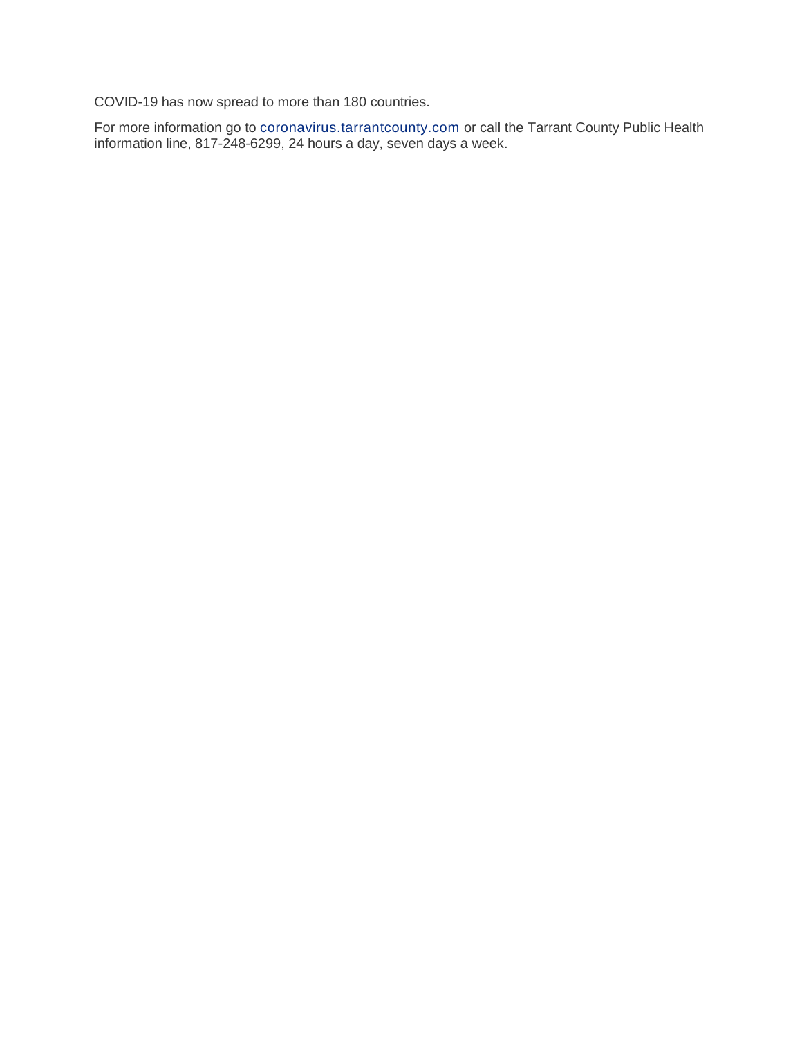COVID-19 has now spread to more than 180 countries.

For more information go to coronavirus.tarrantcounty.com or call the Tarrant County Public Health information line, 817-248-6299, 24 hours a day, seven days a week.